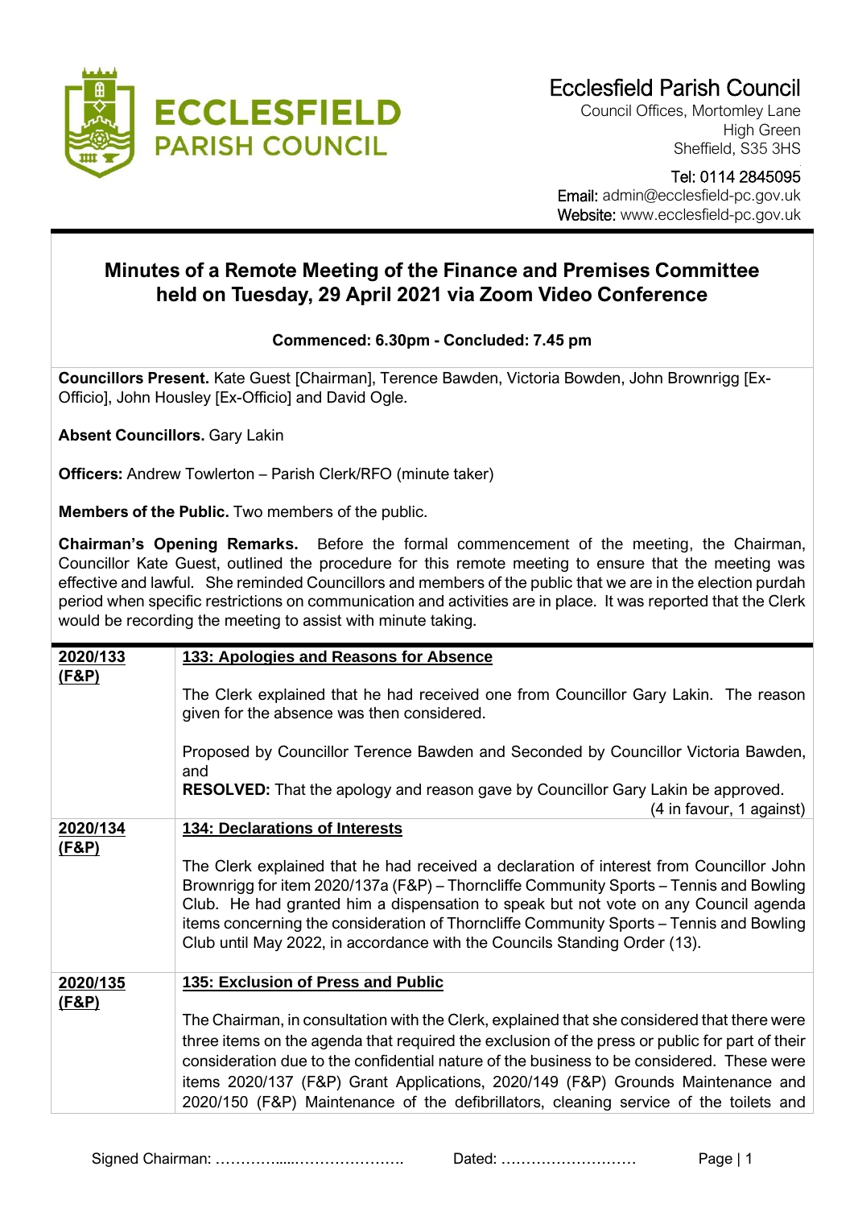Ecclesfield Parish Council
Council Offices, Mortomley Lane
High Green
Sheffield, S35 3HS

Tel: 0114 2845095
Email: admin@ecclesfield-pc.gov.uk
Website: www.ecclesfield-pc.gov.uk

# Minutes of a Remote Meeting of the Finance and Premises Committee held on Tuesday, 29 April 2021 via Zoom Video Conference

**Commenced: 6.30pm - Concluded: 7.45 pm**

**Councillors Present.** Kate Guest [Chairman], Terence Bawden, Victoria Bowden, John Brownrigg [Ex-Officio], John Housley [Ex-Officio] and David Ogle.

**Absent Councillors.** Gary Lakin

**Officers:** Andrew Towlerton – Parish Clerk/RFO (minute taker)

**Members of the Public.** Two members of the public.

**Chairman's Opening Remarks.** Before the formal commencement of the meeting, the Chairman, Councillor Kate Guest, outlined the procedure for this remote meeting to ensure that the meeting was effective and lawful. She reminded Councillors and members of the public that we are in the election purdah period when specific restrictions on communication and activities are in place. It was reported that the Clerk would be recording the meeting to assist with minute taking.

| | |
|---|---|
| **2020/133 (F&P)** | **133: Apologies and Reasons for Absence**<br><br>The Clerk explained that he had received one from Councillor Gary Lakin. The reason given for the absence was then considered.<br><br>Proposed by Councillor Terence Bawden and Seconded by Councillor Victoria Bawden, and<br>**RESOLVED:** That the apology and reason gave by Councillor Gary Lakin be approved.<br>(4 in favour, 1 against) |
| **2020/134 (F&P)** | **134: Declarations of Interests**<br><br>The Clerk explained that he had received a declaration of interest from Councillor John Brownrigg for item 2020/137a (F&P) – Thorncliffe Community Sports – Tennis and Bowling Club. He had granted him a dispensation to speak but not vote on any Council agenda items concerning the consideration of Thorncliffe Community Sports – Tennis and Bowling Club until May 2022, in accordance with the Councils Standing Order (13). |
| **2020/135 (F&P)** | **135: Exclusion of Press and Public**<br><br>The Chairman, in consultation with the Clerk, explained that she considered that there were three items on the agenda that required the exclusion of the press or public for part of their consideration due to the confidential nature of the business to be considered. These were items 2020/137 (F&P) Grant Applications, 2020/149 (F&P) Grounds Maintenance and 2020/150 (F&P) Maintenance of the defibrillators, cleaning service of the toilets and |

Signed Chairman: …………......…………………. Dated: ………………………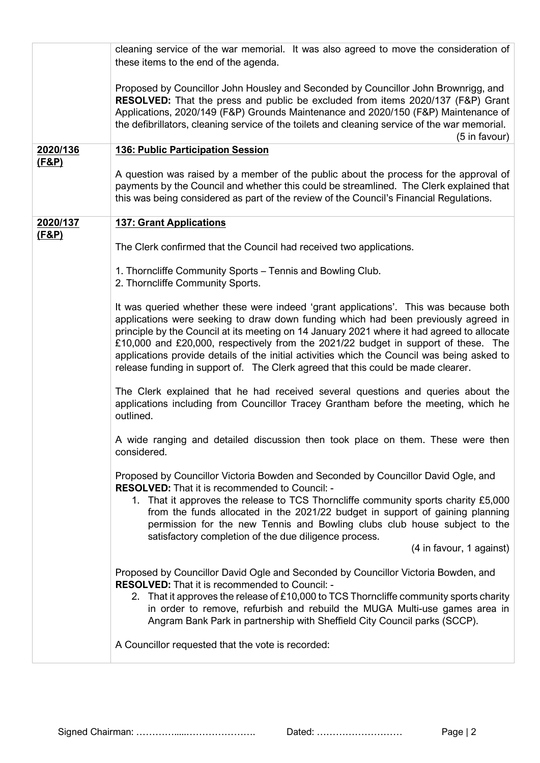| | |
|---|---|
| | cleaning service of the war memorial. It was also agreed to move the consideration of these items to the end of the agenda.<br><br>Proposed by Councillor John Housley and Seconded by Councillor John Brownrigg, and **RESOLVED:** That the press and public be excluded from items 2020/137 (F&P) Grant Applications, 2020/149 (F&P) Grounds Maintenance and 2020/150 (F&P) Maintenance of the defibrillators, cleaning service of the toilets and cleaning service of the war memorial. (5 in favour) |
| **2020/136 (F&P)** | **136: Public Participation Session**<br><br>A question was raised by a member of the public about the process for the approval of payments by the Council and whether this could be streamlined. The Clerk explained that this was being considered as part of the review of the Council's Financial Regulations. |
| **2020/137 (F&P)** | **137: Grant Applications**<br><br>The Clerk confirmed that the Council had received two applications.<br><br>1. Thorncliffe Community Sports – Tennis and Bowling Club.<br>2. Thorncliffe Community Sports.<br><br>It was queried whether these were indeed 'grant applications'. This was because both applications were seeking to draw down funding which had been previously agreed in principle by the Council at its meeting on 14 January 2021 where it had agreed to allocate £10,000 and £20,000, respectively from the 2021/22 budget in support of these. The applications provide details of the initial activities which the Council was being asked to release funding in support of. The Clerk agreed that this could be made clearer.<br><br>The Clerk explained that he had received several questions and queries about the applications including from Councillor Tracey Grantham before the meeting, which he outlined.<br><br>A wide ranging and detailed discussion then took place on them. These were then considered.<br><br>Proposed by Councillor Victoria Bowden and Seconded by Councillor David Ogle, and **RESOLVED:** That it is recommended to Council: -<br>1. That it approves the release to TCS Thorncliffe community sports charity £5,000 from the funds allocated in the 2021/22 budget in support of gaining planning permission for the new Tennis and Bowling clubs club house subject to the satisfactory completion of the due diligence process. (4 in favour, 1 against)<br><br>Proposed by Councillor David Ogle and Seconded by Councillor Victoria Bowden, and **RESOLVED:** That it is recommended to Council: -<br>2. That it approves the release of £10,000 to TCS Thorncliffe community sports charity in order to remove, refurbish and rebuild the MUGA Multi-use games area in Angram Bank Park in partnership with Sheffield City Council parks (SCCP).<br><br>A Councillor requested that the vote is recorded: |

Signed Chairman: ……………....…………………. Dated: ………………………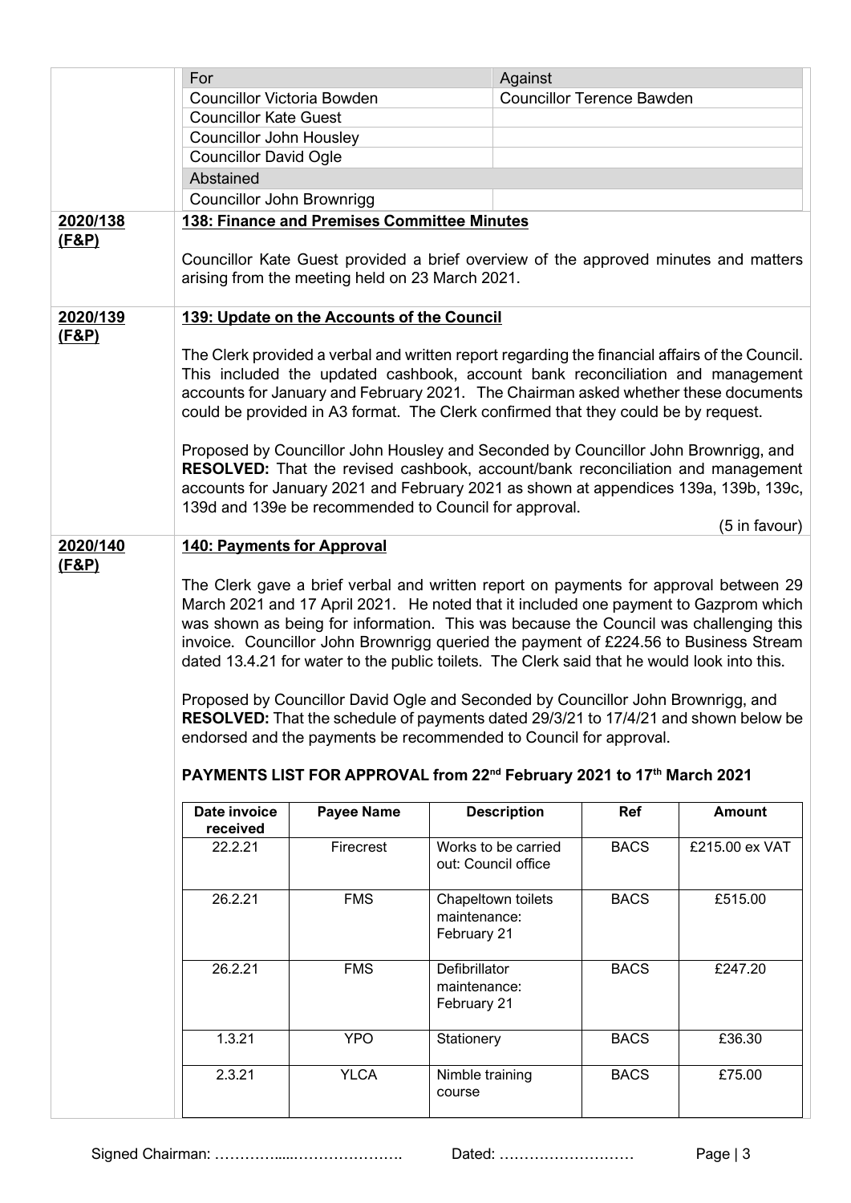| For | Against |
|---|---|
| Councillor Victoria Bowden | Councillor Terence Bawden |
| Councillor Kate Guest | |
| Councillor John Housley | |
| Councillor David Ogle | |
| Abstained | |
| Councillor John Brownrigg | |

**2020/138 (F&P)**

**138: Finance and Premises Committee Minutes**

Councillor Kate Guest provided a brief overview of the approved minutes and matters arising from the meeting held on 23 March 2021.

**2020/139 (F&P)**

**139: Update on the Accounts of the Council**

The Clerk provided a verbal and written report regarding the financial affairs of the Council. This included the updated cashbook, account bank reconciliation and management accounts for January and February 2021. The Chairman asked whether these documents could be provided in A3 format. The Clerk confirmed that they could be by request.

Proposed by Councillor John Housley and Seconded by Councillor John Brownrigg, and **RESOLVED:** That the revised cashbook, account/bank reconciliation and management accounts for January 2021 and February 2021 as shown at appendices 139a, 139b, 139c, 139d and 139e be recommended to Council for approval.

(5 in favour)

**2020/140 (F&P)**

**140: Payments for Approval**

The Clerk gave a brief verbal and written report on payments for approval between 29 March 2021 and 17 April 2021. He noted that it included one payment to Gazprom which was shown as being for information. This was because the Council was challenging this invoice. Councillor John Brownrigg queried the payment of £224.56 to Business Stream dated 13.4.21 for water to the public toilets. The Clerk said that he would look into this.

Proposed by Councillor David Ogle and Seconded by Councillor John Brownrigg, and **RESOLVED:** That the schedule of payments dated 29/3/21 to 17/4/21 and shown below be endorsed and the payments be recommended to Council for approval.

**PAYMENTS LIST FOR APPROVAL from 22nd February 2021 to 17th March 2021**

| Date invoice received | Payee Name | Description | Ref | Amount |
|---|---|---|---|---|
| 22.2.21 | Firecrest | Works to be carried out: Council office | BACS | £215.00 ex VAT |
| 26.2.21 | FMS | Chapeltown toilets maintenance: February 21 | BACS | £515.00 |
| 26.2.21 | FMS | Defibrillator maintenance: February 21 | BACS | £247.20 |
| 1.3.21 | YPO | Stationery | BACS | £36.30 |
| 2.3.21 | YLCA | Nimble training course | BACS | £75.00 |

Signed Chairman: …………….....…………………. Dated: ………………………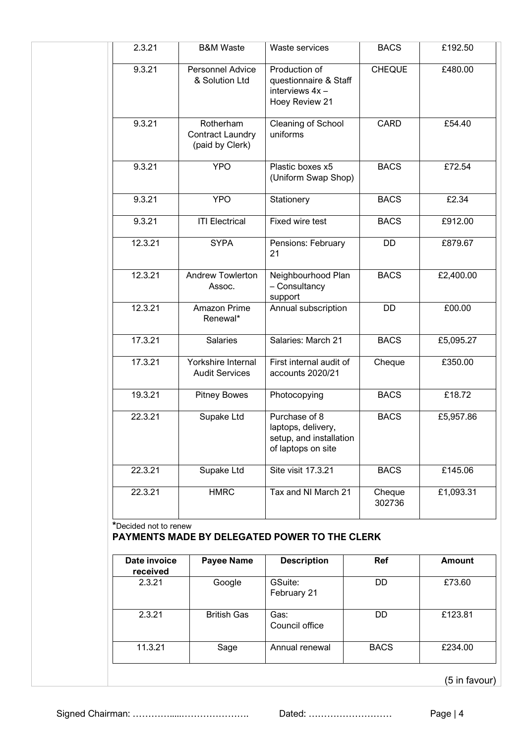| | | | | |
|---|---|---|---|---|
| 2.3.21 | B&M Waste | Waste services | BACS | £192.50 |
| 9.3.21 | Personnel Advice & Solution Ltd | Production of questionnaire & Staff interviews 4x – Hoey Review 21 | CHEQUE | £480.00 |
| 9.3.21 | Rotherham Contract Laundry (paid by Clerk) | Cleaning of School uniforms | CARD | £54.40 |
| 9.3.21 | YPO | Plastic boxes x5 (Uniform Swap Shop) | BACS | £72.54 |
| 9.3.21 | YPO | Stationery | BACS | £2.34 |
| 9.3.21 | ITI Electrical | Fixed wire test | BACS | £912.00 |
| 12.3.21 | SYPA | Pensions: February 21 | DD | £879.67 |
| 12.3.21 | Andrew Towlerton Assoc. | Neighbourhood Plan – Consultancy support | BACS | £2,400.00 |
| 12.3.21 | Amazon Prime Renewal* | Annual subscription | DD | £00.00 |
| 17.3.21 | Salaries | Salaries: March 21 | BACS | £5,095.27 |
| 17.3.21 | Yorkshire Internal Audit Services | First internal audit of accounts 2020/21 | Cheque | £350.00 |
| 19.3.21 | Pitney Bowes | Photocopying | BACS | £18.72 |
| 22.3.21 | Supake Ltd | Purchase of 8 laptops, delivery, setup, and installation of laptops on site | BACS | £5,957.86 |
| 22.3.21 | Supake Ltd | Site visit 17.3.21 | BACS | £145.06 |
| 22.3.21 | HMRC | Tax and NI March 21 | Cheque 302736 | £1,093.31 |

*Decided not to renew

**PAYMENTS MADE BY DELEGATED POWER TO THE CLERK**

| Date invoice received | Payee Name | Description | Ref | Amount |
|---|---|---|---|---|
| 2.3.21 | Google | GSuite: February 21 | DD | £73.60 |
| 2.3.21 | British Gas | Gas: Council office | DD | £123.81 |
| 11.3.21 | Sage | Annual renewal | BACS | £234.00 |

(5 in favour)

Signed Chairman: ……………....…………………. Dated: ………………………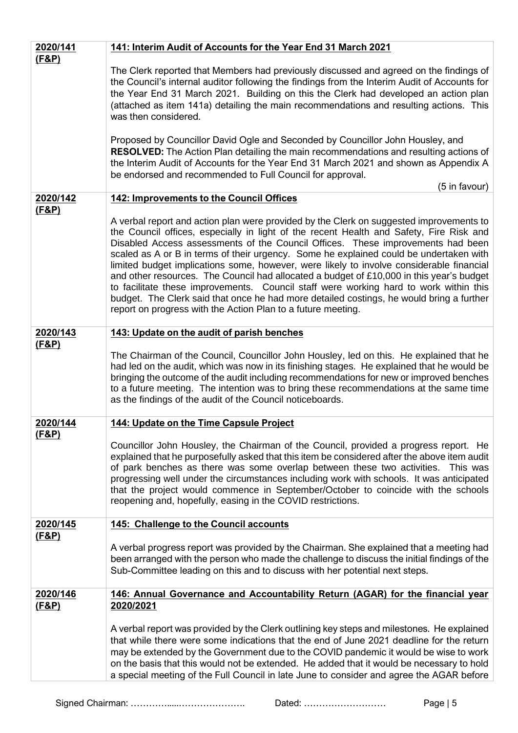| | |
|---|---|
| **2020/141 (F&P)** | **141: Interim Audit of Accounts for the Year End 31 March 2021**<br><br>The Clerk reported that Members had previously discussed and agreed on the findings of the Council's internal auditor following the findings from the Interim Audit of Accounts for the Year End 31 March 2021. Building on this the Clerk had developed an action plan (attached as item 141a) detailing the main recommendations and resulting actions. This was then considered.<br><br>Proposed by Councillor David Ogle and Seconded by Councillor John Housley, and **RESOLVED:** The Action Plan detailing the main recommendations and resulting actions of the Interim Audit of Accounts for the Year End 31 March 2021 and shown as Appendix A be endorsed and recommended to Full Council for approval.<br><br>(5 in favour) |
| **2020/142 (F&P)** | **142: Improvements to the Council Offices**<br><br>A verbal report and action plan were provided by the Clerk on suggested improvements to the Council offices, especially in light of the recent Health and Safety, Fire Risk and Disabled Access assessments of the Council Offices. These improvements had been scaled as A or B in terms of their urgency. Some he explained could be undertaken with limited budget implications some, however, were likely to involve considerable financial and other resources. The Council had allocated a budget of £10,000 in this year's budget to facilitate these improvements. Council staff were working hard to work within this budget. The Clerk said that once he had more detailed costings, he would bring a further report on progress with the Action Plan to a future meeting. |
| **2020/143 (F&P)** | **143: Update on the audit of parish benches**<br><br>The Chairman of the Council, Councillor John Housley, led on this. He explained that he had led on the audit, which was now in its finishing stages. He explained that he would be bringing the outcome of the audit including recommendations for new or improved benches to a future meeting. The intention was to bring these recommendations at the same time as the findings of the audit of the Council noticeboards. |
| **2020/144 (F&P)** | **144: Update on the Time Capsule Project**<br><br>Councillor John Housley, the Chairman of the Council, provided a progress report. He explained that he purposefully asked that this item be considered after the above item audit of park benches as there was some overlap between these two activities. This was progressing well under the circumstances including work with schools. It was anticipated that the project would commence in September/October to coincide with the schools reopening and, hopefully, easing in the COVID restrictions. |
| **2020/145 (F&P)** | **145: Challenge to the Council accounts**<br><br>A verbal progress report was provided by the Chairman. She explained that a meeting had been arranged with the person who made the challenge to discuss the initial findings of the Sub-Committee leading on this and to discuss with her potential next steps. |
| **2020/146 (F&P)** | **146: Annual Governance and Accountability Return (AGAR) for the financial year 2020/2021**<br><br>A verbal report was provided by the Clerk outlining key steps and milestones. He explained that while there were some indications that the end of June 2021 deadline for the return may be extended by the Government due to the COVID pandemic it would be wise to work on the basis that this would not be extended. He added that it would be necessary to hold a special meeting of the Full Council in late June to consider and agree the AGAR before |

Signed Chairman: ……………....…………………. Dated: ………………………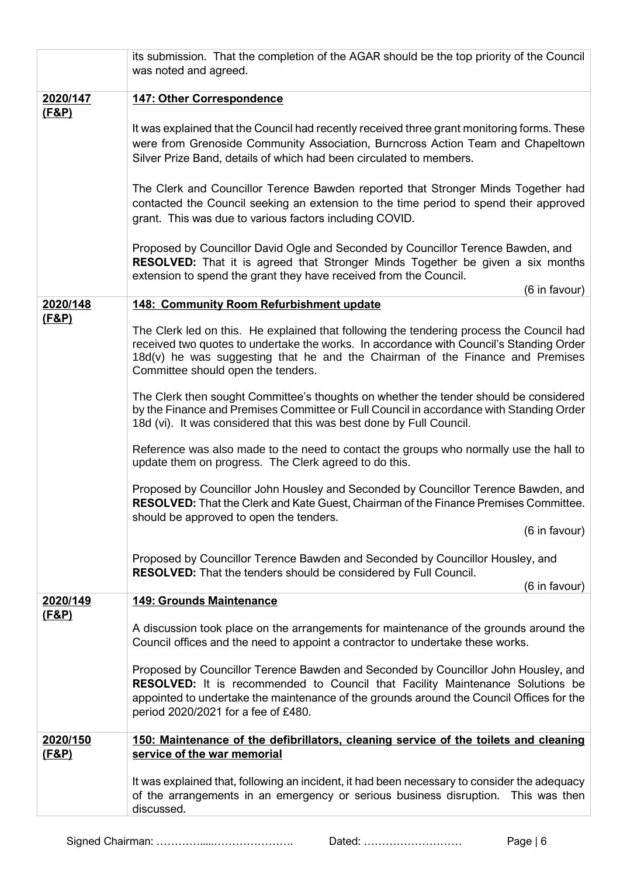| | |
|---|---|
| | its submission. That the completion of the AGAR should be the top priority of the Council was noted and agreed. |
| **2020/147 (F&P)** | **147: Other Correspondence**<br><br>It was explained that the Council had recently received three grant monitoring forms. These were from Grenoside Community Association, Burncross Action Team and Chapeltown Silver Prize Band, details of which had been circulated to members.<br><br>The Clerk and Councillor Terence Bawden reported that Stronger Minds Together had contacted the Council seeking an extension to the time period to spend their approved grant. This was due to various factors including COVID.<br><br>Proposed by Councillor David Ogle and Seconded by Councillor Terence Bawden, and **RESOLVED:** That it is agreed that Stronger Minds Together be given a six months extension to spend the grant they have received from the Council.<br><br>(6 in favour) |
| **2020/148 (F&P)** | **148: Community Room Refurbishment update**<br><br>The Clerk led on this. He explained that following the tendering process the Council had received two quotes to undertake the works. In accordance with Council's Standing Order 18d(v) he was suggesting that he and the Chairman of the Finance and Premises Committee should open the tenders.<br><br>The Clerk then sought Committee's thoughts on whether the tender should be considered by the Finance and Premises Committee or Full Council in accordance with Standing Order 18d (vi). It was considered that this was best done by Full Council.<br><br>Reference was also made to the need to contact the groups who normally use the hall to update them on progress. The Clerk agreed to do this.<br><br>Proposed by Councillor John Housley and Seconded by Councillor Terence Bawden, and **RESOLVED:** That the Clerk and Kate Guest, Chairman of the Finance Premises Committee. should be approved to open the tenders.<br><br>(6 in favour)<br><br>Proposed by Councillor Terence Bawden and Seconded by Councillor Housley, and **RESOLVED:** That the tenders should be considered by Full Council.<br><br>(6 in favour) |
| **2020/149 (F&P)** | **149: Grounds Maintenance**<br><br>A discussion took place on the arrangements for maintenance of the grounds around the Council offices and the need to appoint a contractor to undertake these works.<br><br>Proposed by Councillor Terence Bawden and Seconded by Councillor John Housley, and **RESOLVED:** It is recommended to Council that Facility Maintenance Solutions be appointed to undertake the maintenance of the grounds around the Council Offices for the period 2020/2021 for a fee of £480. |
| **2020/150 (F&P)** | **150: Maintenance of the defibrillators, cleaning service of the toilets and cleaning service of the war memorial**<br><br>It was explained that, following an incident, it had been necessary to consider the adequacy of the arrangements in an emergency or serious business disruption. This was then discussed. |

Signed Chairman: ……………......…………………. Dated: ………………………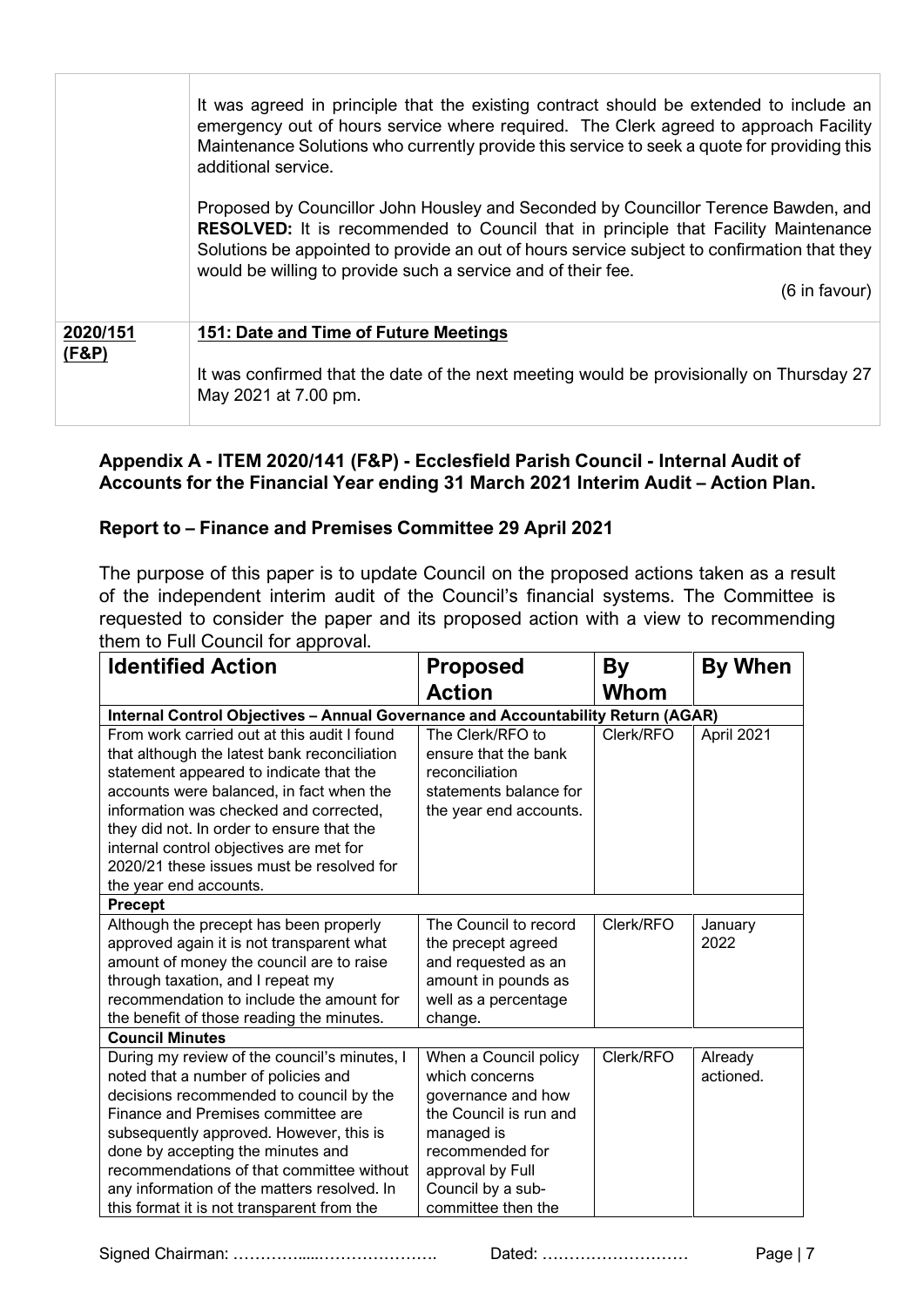| | |
|---|---|
| | It was agreed in principle that the existing contract should be extended to include an emergency out of hours service where required. The Clerk agreed to approach Facility Maintenance Solutions who currently provide this service to seek a quote for providing this additional service.<br><br>Proposed by Councillor John Housley and Seconded by Councillor Terence Bawden, and **RESOLVED:** It is recommended to Council that in principle that Facility Maintenance Solutions be appointed to provide an out of hours service subject to confirmation that they would be willing to provide such a service and of their fee.<br><br>(6 in favour) |
| **2020/151 (F&P)** | **151: Date and Time of Future Meetings**<br><br>It was confirmed that the date of the next meeting would be provisionally on Thursday 27 May 2021 at 7.00 pm. |

### Appendix A - ITEM 2020/141 (F&P) - Ecclesfield Parish Council - Internal Audit of Accounts for the Financial Year ending 31 March 2021 Interim Audit – Action Plan.

### Report to – Finance and Premises Committee 29 April 2021

The purpose of this paper is to update Council on the proposed actions taken as a result of the independent interim audit of the Council's financial systems. The Committee is requested to consider the paper and its proposed action with a view to recommending them to Full Council for approval.

| Identified Action | Proposed Action | By Whom | By When |
|---|---|---|---|
| **Internal Control Objectives – Annual Governance and Accountability Return (AGAR)** | | | |
| From work carried out at this audit I found that although the latest bank reconciliation statement appeared to indicate that the accounts were balanced, in fact when the information was checked and corrected, they did not. In order to ensure that the internal control objectives are met for 2020/21 these issues must be resolved for the year end accounts. | The Clerk/RFO to ensure that the bank reconciliation statements balance for the year end accounts. | Clerk/RFO | April 2021 |
| **Precept** | | | |
| Although the precept has been properly approved again it is not transparent what amount of money the council are to raise through taxation, and I repeat my recommendation to include the amount for the benefit of those reading the minutes. | The Council to record the precept agreed and requested as an amount in pounds as well as a percentage change. | Clerk/RFO | January 2022 |
| **Council Minutes** | | | |
| During my review of the council's minutes, I noted that a number of policies and decisions recommended to council by the Finance and Premises committee are subsequently approved. However, this is done by accepting the minutes and recommendations of that committee without any information of the matters resolved. In this format it is not transparent from the | When a Council policy which concerns governance and how the Council is run and managed is recommended for approval by Full Council by a sub-committee then the | Clerk/RFO | Already actioned. |

Signed Chairman: ……………....…………………. Dated: ………………………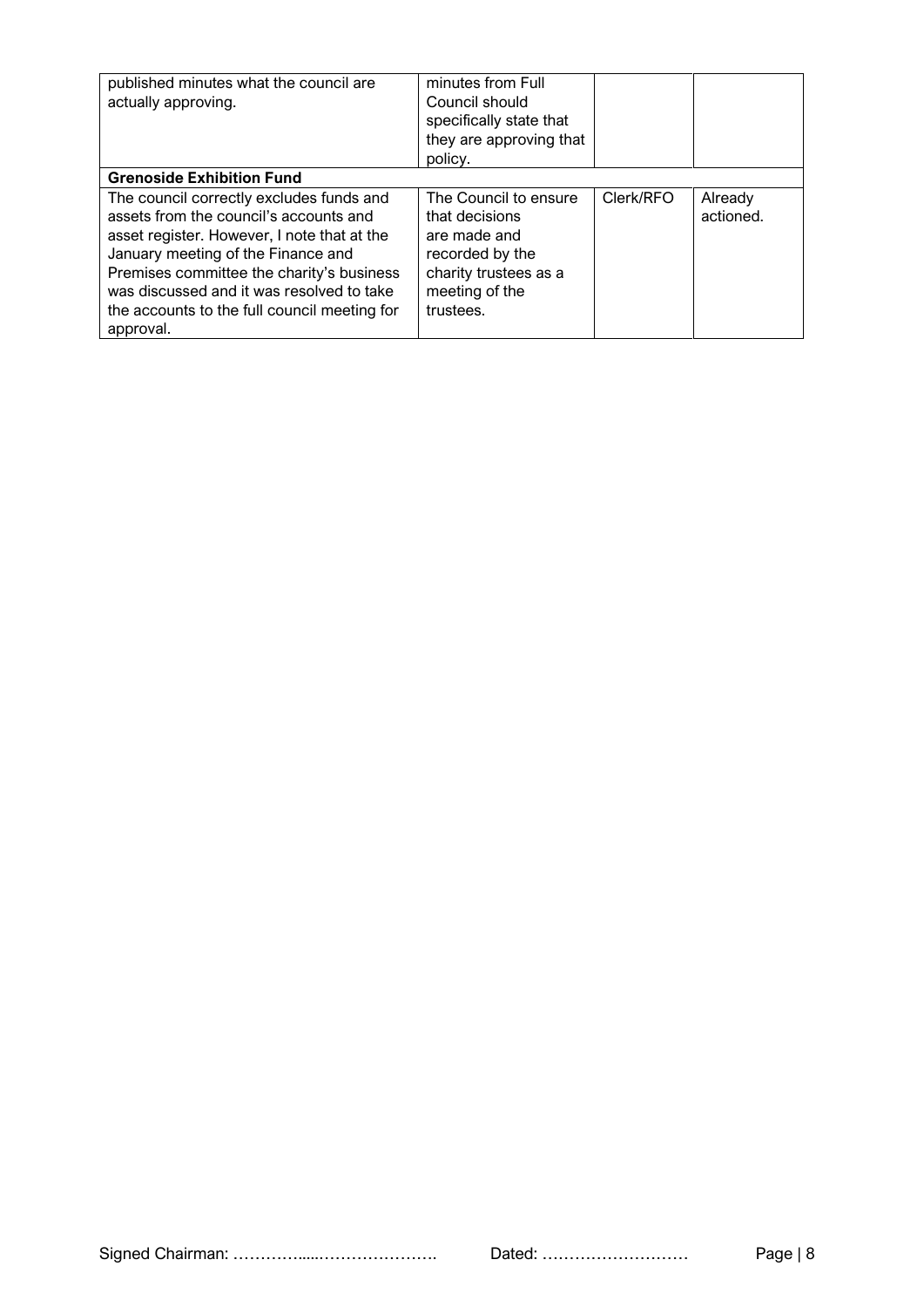| | | | |
|---|---|---|---|
| published minutes what the council are actually approving. | minutes from Full Council should specifically state that they are approving that policy. | | |
| **Grenoside Exhibition Fund** | | | |
| The council correctly excludes funds and assets from the council's accounts and asset register. However, I note that at the January meeting of the Finance and Premises committee the charity's business was discussed and it was resolved to take the accounts to the full council meeting for approval. | The Council to ensure that decisions are made and recorded by the charity trustees as a meeting of the trustees. | Clerk/RFO | Already actioned. |

Signed Chairman: …………....…………………. Dated: ………………………